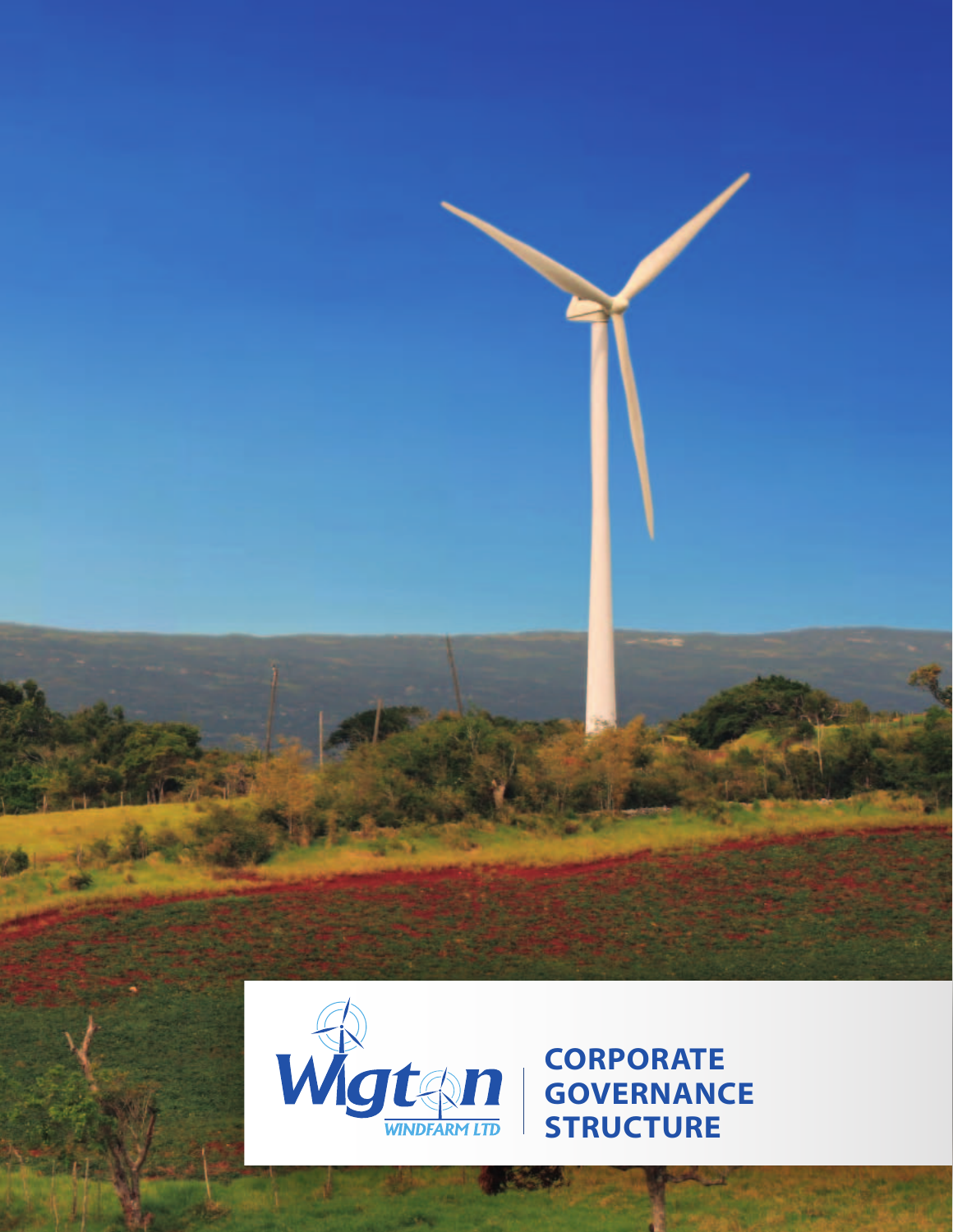Wigton WINDFARM LTD

# CORPORATE GOVERNANCE STRUCTURE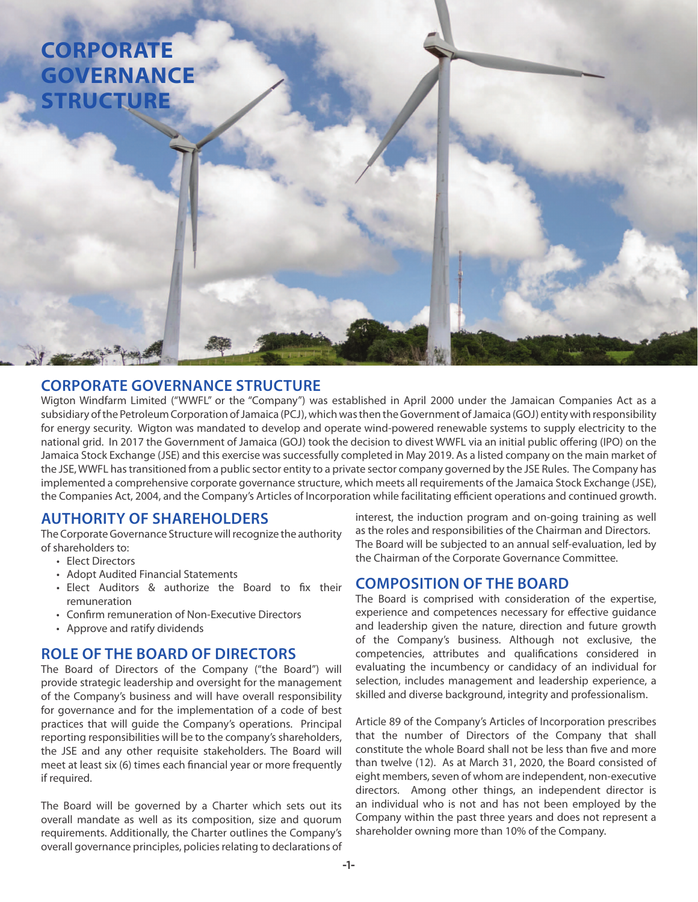# CORPORATE GOVERNANCE STRUCTURE

## CORPORATE GOVERNANCE STRUCTURE

Wigton Windfarm Limited ("WWFL" or the "Company") was established in April 2000 under the Jamaican Companies Act as a subsidiary of the Petroleum Corporation of Jamaica (PCJ), which was then the Government of Jamaica (GOJ) entity with responsibility for energy security. Wigton was mandated to develop and operate wind-powered renewable systems to supply electricity to the national grid. In 2017 the Government of Jamaica (GOJ) took the decision to divest WWFL via an initial public offering (IPO) on the Jamaica Stock Exchange (JSE) and this exercise was successfully completed in May 2019. As a listed company on the main market of the JSE, WWFL has transitioned from a public sector entity to a private sector company governed by the JSE Rules. The Company has implemented a comprehensive corporate governance structure, which meets all requirements of the Jamaica Stock Exchange (JSE), the Companies Act, 2004, and the Company's Articles of Incorporation while facilitating efficient operations and continued growth.

## AUTHORITY OF SHAREHOLDERS

The Corporate Governance Structure will recognize the authority of shareholders to:

- Elect Directors
- Adopt Audited Financial Statements
- Elect Auditors & authorize the Board to fix their remuneration
- Confirm remuneration of Non-Executive Directors
- Approve and ratify dividends

## ROLE OF THE BOARD OF DIRECTORS

The Board of Directors of the Company ("the Board") will provide strategic leadership and oversight for the management of the Company's business and will have overall responsibility for governance and for the implementation of a code of best practices that will guide the Company's operations. Principal reporting responsibilities will be to the company's shareholders, the JSE and any other requisite stakeholders. The Board will meet at least six (6) times each financial year or more frequently if required.

The Board will be governed by a Charter which sets out its overall mandate as well as its composition, size and quorum requirements. Additionally, the Charter outlines the Company's overall governance principles, policies relating to declarations of interest, the induction program and on-going training as well as the roles and responsibilities of the Chairman and Directors. The Board will be subjected to an annual self-evaluation, led by the Chairman of the Corporate Governance Committee.

## COMPOSITION OF THE BOARD

The Board is comprised with consideration of the expertise, experience and competences necessary for effective guidance and leadership given the nature, direction and future growth of the Company's business. Although not exclusive, the competencies, attributes and qualifications considered in evaluating the incumbency or candidacy of an individual for selection, includes management and leadership experience, a skilled and diverse background, integrity and professionalism.

Article 89 of the Company's Articles of Incorporation prescribes that the number of Directors of the Company that shall constitute the whole Board shall not be less than five and more than twelve (12). As at March 31, 2020, the Board consisted of eight members, seven of whom are independent, non-executive directors. Among other things, an independent director is an individual who is not and has not been employed by the Company within the past three years and does not represent a shareholder owning more than 10% of the Company.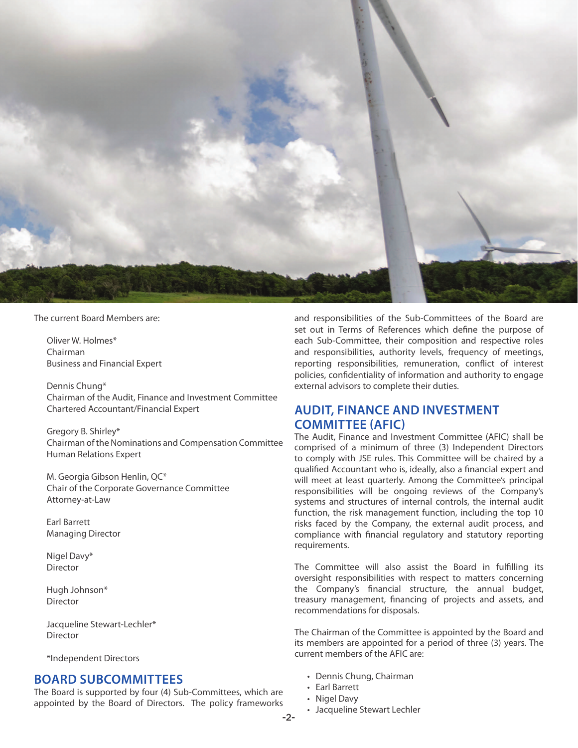The current Board Members are:

Oliver W. Holmes*
Chairman
Business and Financial Expert

Dennis Chung*
Chairman of the Audit, Finance and Investment Committee
Chartered Accountant/Financial Expert

Gregory B. Shirley*
Chairman of the Nominations and Compensation Committee
Human Relations Expert

M. Georgia Gibson Henlin, QC*
Chair of the Corporate Governance Committee
Attorney-at-Law

Earl Barrett
Managing Director

Nigel Davy*
Director

Hugh Johnson*
Director

Jacqueline Stewart-Lechler*
Director

*Independent Directors

## BOARD SUBCOMMITTEES

The Board is supported by four (4) Sub-Committees, which are appointed by the Board of Directors. The policy frameworks and responsibilities of the Sub-Committees of the Board are set out in Terms of References which define the purpose of each Sub-Committee, their composition and respective roles and responsibilities, authority levels, frequency of meetings, reporting responsibilities, remuneration, conflict of interest policies, confidentiality of information and authority to engage external advisors to complete their duties.

## AUDIT, FINANCE AND INVESTMENT COMMITTEE (AFIC)

The Audit, Finance and Investment Committee (AFIC) shall be comprised of a minimum of three (3) Independent Directors to comply with JSE rules. This Committee will be chaired by a qualified Accountant who is, ideally, also a financial expert and will meet at least quarterly. Among the Committee's principal responsibilities will be ongoing reviews of the Company's systems and structures of internal controls, the internal audit function, the risk management function, including the top 10 risks faced by the Company, the external audit process, and compliance with financial regulatory and statutory reporting requirements.

The Committee will also assist the Board in fulfilling its oversight responsibilities with respect to matters concerning the Company's financial structure, the annual budget, treasury management, financing of projects and assets, and recommendations for disposals.

The Chairman of the Committee is appointed by the Board and its members are appointed for a period of three (3) years. The current members of the AFIC are:

- Dennis Chung, Chairman
- Earl Barrett
- Nigel Davy
- Jacqueline Stewart Lechler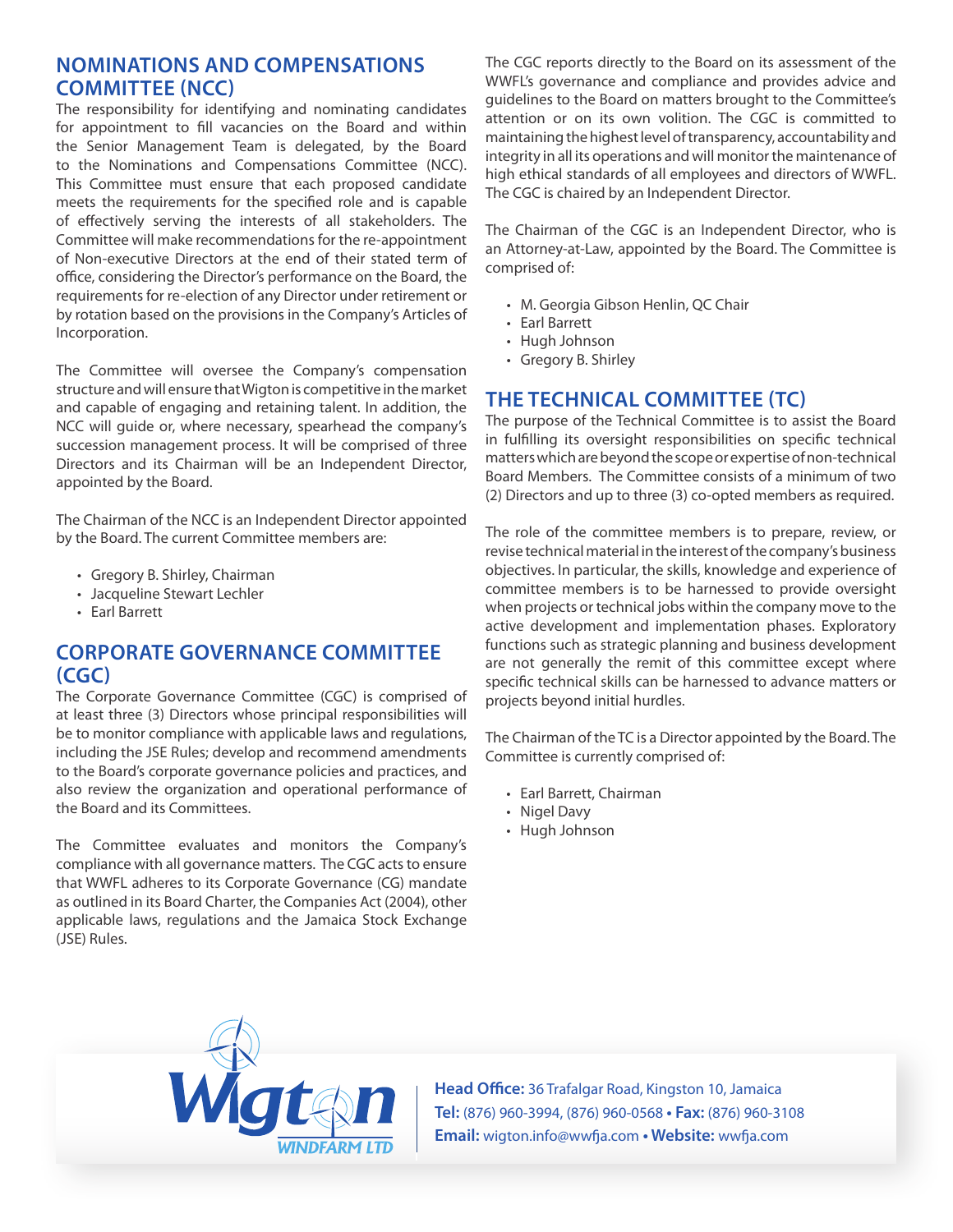## NOMINATIONS AND COMPENSATIONS COMMITTEE (NCC)

The responsibility for identifying and nominating candidates for appointment to fill vacancies on the Board and within the Senior Management Team is delegated, by the Board to the Nominations and Compensations Committee (NCC). This Committee must ensure that each proposed candidate meets the requirements for the specified role and is capable of effectively serving the interests of all stakeholders. The Committee will make recommendations for the re-appointment of Non-executive Directors at the end of their stated term of office, considering the Director's performance on the Board, the requirements for re-election of any Director under retirement or by rotation based on the provisions in the Company's Articles of Incorporation.

The Committee will oversee the Company's compensation structure and will ensure that Wigton is competitive in the market and capable of engaging and retaining talent. In addition, the NCC will guide or, where necessary, spearhead the company's succession management process. It will be comprised of three Directors and its Chairman will be an Independent Director, appointed by the Board.

The Chairman of the NCC is an Independent Director appointed by the Board. The current Committee members are:

- Gregory B. Shirley, Chairman
- Jacqueline Stewart Lechler
- Earl Barrett

## CORPORATE GOVERNANCE COMMITTEE (CGC)

The Corporate Governance Committee (CGC) is comprised of at least three (3) Directors whose principal responsibilities will be to monitor compliance with applicable laws and regulations, including the JSE Rules; develop and recommend amendments to the Board's corporate governance policies and practices, and also review the organization and operational performance of the Board and its Committees.

The Committee evaluates and monitors the Company's compliance with all governance matters. The CGC acts to ensure that WWFL adheres to its Corporate Governance (CG) mandate as outlined in its Board Charter, the Companies Act (2004), other applicable laws, regulations and the Jamaica Stock Exchange (JSE) Rules.

The CGC reports directly to the Board on its assessment of the WWFL's governance and compliance and provides advice and guidelines to the Board on matters brought to the Committee's attention or on its own volition. The CGC is committed to maintaining the highest level of transparency, accountability and integrity in all its operations and will monitor the maintenance of high ethical standards of all employees and directors of WWFL. The CGC is chaired by an Independent Director.

The Chairman of the CGC is an Independent Director, who is an Attorney-at-Law, appointed by the Board. The Committee is comprised of:

- M. Georgia Gibson Henlin, QC Chair
- Earl Barrett
- Hugh Johnson
- Gregory B. Shirley

## THE TECHNICAL COMMITTEE (TC)

The purpose of the Technical Committee is to assist the Board in fulfilling its oversight responsibilities on specific technical matters which are beyond the scope or expertise of non-technical Board Members. The Committee consists of a minimum of two (2) Directors and up to three (3) co-opted members as required.

The role of the committee members is to prepare, review, or revise technical material in the interest of the company's business objectives. In particular, the skills, knowledge and experience of committee members is to be harnessed to provide oversight when projects or technical jobs within the company move to the active development and implementation phases. Exploratory functions such as strategic planning and business development are not generally the remit of this committee except where specific technical skills can be harnessed to advance matters or projects beyond initial hurdles.

The Chairman of the TC is a Director appointed by the Board. The Committee is currently comprised of:

- Earl Barrett, Chairman
- Nigel Davy
- Hugh Johnson

Wigton WINDFARM LTD

**Head Office:** 36 Trafalgar Road, Kingston 10, Jamaica
**Tel:** (876) 960-3994, (876) 960-0568 • **Fax:** (876) 960-3108
**Email:** wigton.info@wwfja.com • **Website:** wwfja.com